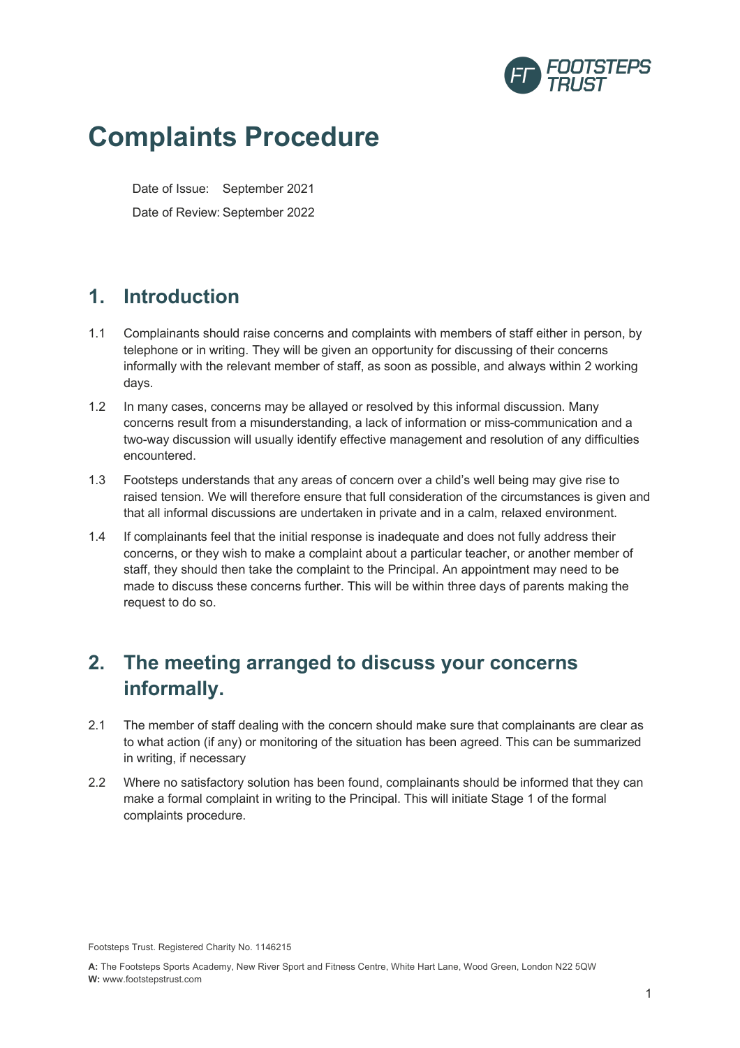# Complaints Procedure

Date of Issue: September 2021

Date of Review: September 2022

## 1. Introduction

1.1 Complainants should raise concerns and complaints with members of staff either in person, by telephone or in writing. They will be given an opportunity for discussing of their concerns informally with the relevant member of staff, as soon as possible, and always within 2 working days.

1.2 In many cases, concerns may be allayed or resolved by this informal discussion. Many concerns result from a misunderstanding, a lack of information or miss-communication and a two-way discussion will usually identify effective management and resolution of any difficulties encountered.

1.3 Footsteps understands that any areas of concern over a child's well being may give rise to raised tension. We will therefore ensure that full consideration of the circumstances is given and that all informal discussions are undertaken in private and in a calm, relaxed environment.

1.4 If complainants feel that the initial response is inadequate and does not fully address their concerns, or they wish to make a complaint about a particular teacher, or another member of staff, they should then take the complaint to the Principal. An appointment may need to be made to discuss these concerns further. This will be within three days of parents making the request to do so.

## 2. The meeting arranged to discuss your concerns informally.

2.1 The member of staff dealing with the concern should make sure that complainants are clear as to what action (if any) or monitoring of the situation has been agreed. This can be summarized in writing, if necessary

2.2 Where no satisfactory solution has been found, complainants should be informed that they can make a formal complaint in writing to the Principal. This will initiate Stage 1 of the formal complaints procedure.

Footsteps Trust. Registered Charity No. 1146215

**A:** The Footsteps Sports Academy, New River Sport and Fitness Centre, White Hart Lane, Wood Green, London N22 5QW
**W:** www.footstepstrust.com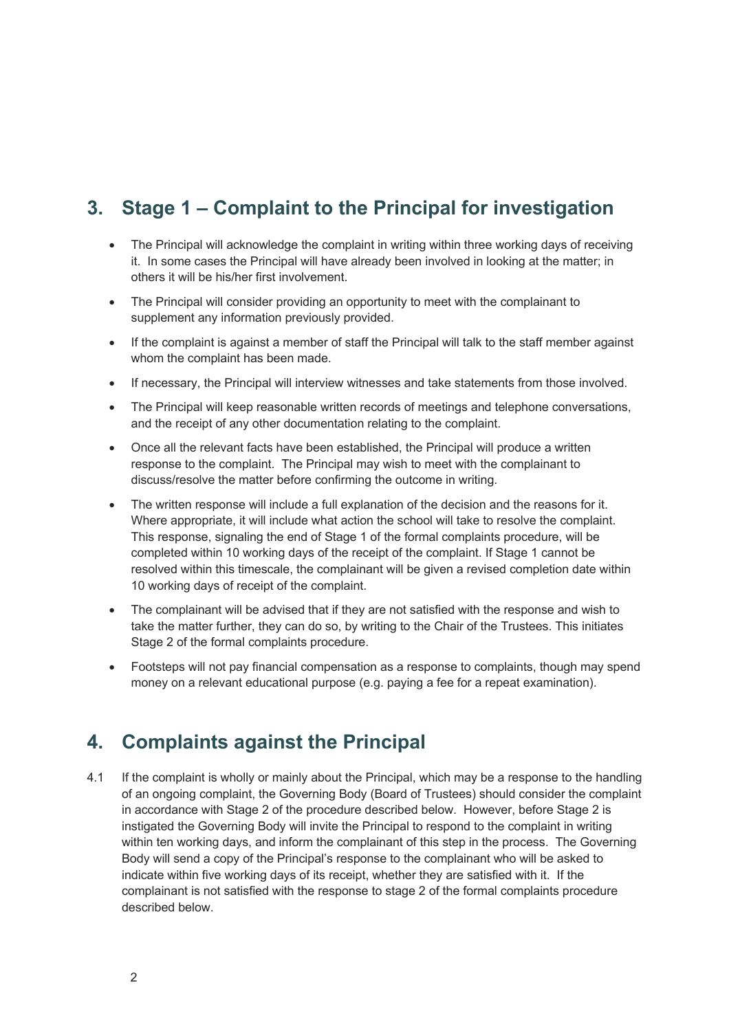## 3. Stage 1 – Complaint to the Principal for investigation

- The Principal will acknowledge the complaint in writing within three working days of receiving it. In some cases the Principal will have already been involved in looking at the matter; in others it will be his/her first involvement.
- The Principal will consider providing an opportunity to meet with the complainant to supplement any information previously provided.
- If the complaint is against a member of staff the Principal will talk to the staff member against whom the complaint has been made.
- If necessary, the Principal will interview witnesses and take statements from those involved.
- The Principal will keep reasonable written records of meetings and telephone conversations, and the receipt of any other documentation relating to the complaint.
- Once all the relevant facts have been established, the Principal will produce a written response to the complaint. The Principal may wish to meet with the complainant to discuss/resolve the matter before confirming the outcome in writing.
- The written response will include a full explanation of the decision and the reasons for it. Where appropriate, it will include what action the school will take to resolve the complaint. This response, signaling the end of Stage 1 of the formal complaints procedure, will be completed within 10 working days of the receipt of the complaint. If Stage 1 cannot be resolved within this timescale, the complainant will be given a revised completion date within 10 working days of receipt of the complaint.
- The complainant will be advised that if they are not satisfied with the response and wish to take the matter further, they can do so, by writing to the Chair of the Trustees. This initiates Stage 2 of the formal complaints procedure.
- Footsteps will not pay financial compensation as a response to complaints, though may spend money on a relevant educational purpose (e.g. paying a fee for a repeat examination).

## 4. Complaints against the Principal

4.1 If the complaint is wholly or mainly about the Principal, which may be a response to the handling of an ongoing complaint, the Governing Body (Board of Trustees) should consider the complaint in accordance with Stage 2 of the procedure described below. However, before Stage 2 is instigated the Governing Body will invite the Principal to respond to the complaint in writing within ten working days, and inform the complainant of this step in the process. The Governing Body will send a copy of the Principal's response to the complainant who will be asked to indicate within five working days of its receipt, whether they are satisfied with it. If the complainant is not satisfied with the response to stage 2 of the formal complaints procedure described below.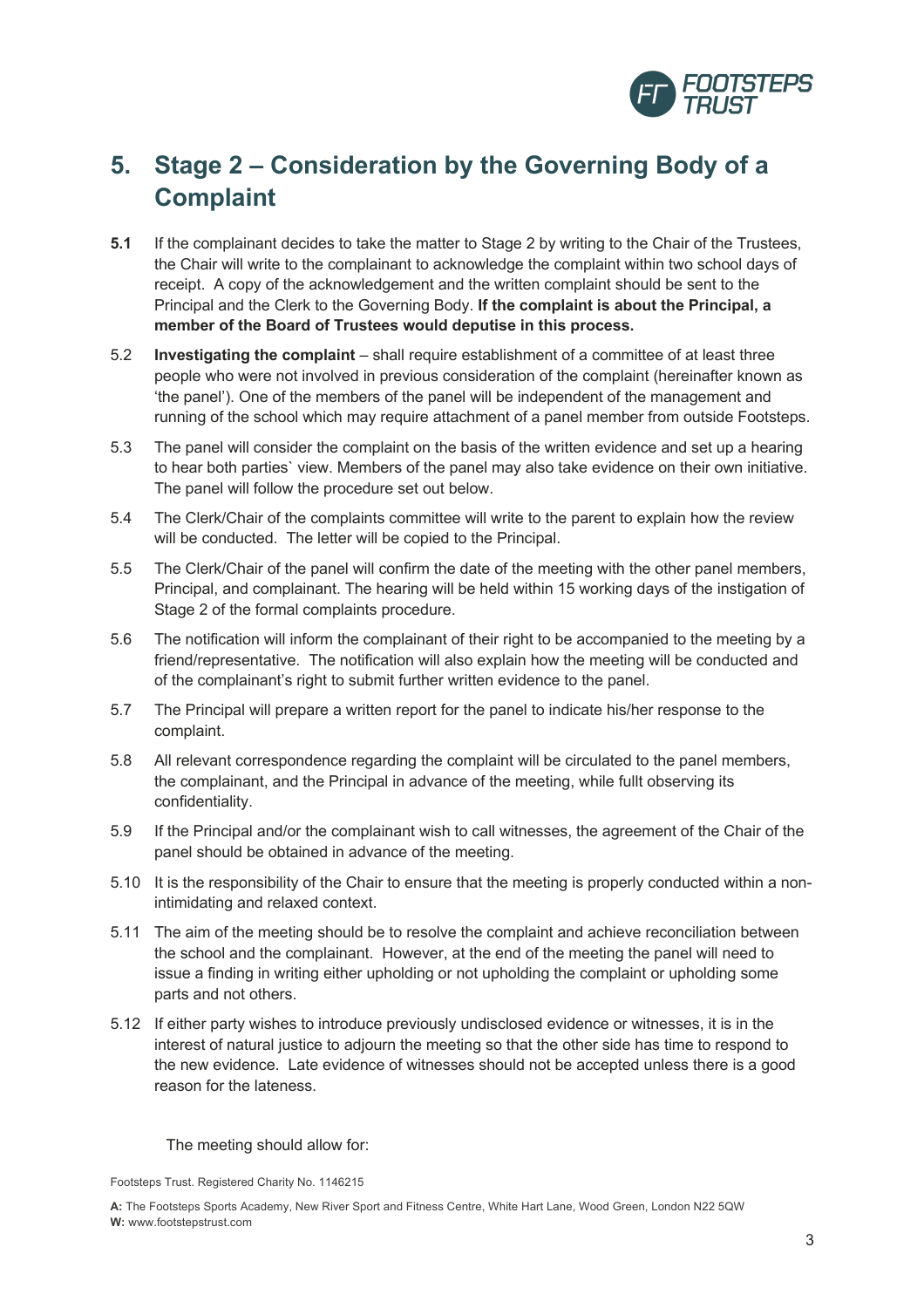## 5. Stage 2 – Consideration by the Governing Body of a Complaint

**5.1** If the complainant decides to take the matter to Stage 2 by writing to the Chair of the Trustees, the Chair will write to the complainant to acknowledge the complaint within two school days of receipt. A copy of the acknowledgement and the written complaint should be sent to the Principal and the Clerk to the Governing Body. **If the complaint is about the Principal, a member of the Board of Trustees would deputise in this process.**

5.2 **Investigating the complaint** – shall require establishment of a committee of at least three people who were not involved in previous consideration of the complaint (hereinafter known as 'the panel'). One of the members of the panel will be independent of the management and running of the school which may require attachment of a panel member from outside Footsteps.

5.3 The panel will consider the complaint on the basis of the written evidence and set up a hearing to hear both parties` view. Members of the panel may also take evidence on their own initiative. The panel will follow the procedure set out below.

5.4 The Clerk/Chair of the complaints committee will write to the parent to explain how the review will be conducted. The letter will be copied to the Principal.

5.5 The Clerk/Chair of the panel will confirm the date of the meeting with the other panel members, Principal, and complainant. The hearing will be held within 15 working days of the instigation of Stage 2 of the formal complaints procedure.

5.6 The notification will inform the complainant of their right to be accompanied to the meeting by a friend/representative. The notification will also explain how the meeting will be conducted and of the complainant's right to submit further written evidence to the panel.

5.7 The Principal will prepare a written report for the panel to indicate his/her response to the complaint.

5.8 All relevant correspondence regarding the complaint will be circulated to the panel members, the complainant, and the Principal in advance of the meeting, while fullt observing its confidentiality.

5.9 If the Principal and/or the complainant wish to call witnesses, the agreement of the Chair of the panel should be obtained in advance of the meeting.

5.10 It is the responsibility of the Chair to ensure that the meeting is properly conducted within a non-intimidating and relaxed context.

5.11 The aim of the meeting should be to resolve the complaint and achieve reconciliation between the school and the complainant. However, at the end of the meeting the panel will need to issue a finding in writing either upholding or not upholding the complaint or upholding some parts and not others.

5.12 If either party wishes to introduce previously undisclosed evidence or witnesses, it is in the interest of natural justice to adjourn the meeting so that the other side has time to respond to the new evidence. Late evidence of witnesses should not be accepted unless there is a good reason for the lateness.

The meeting should allow for: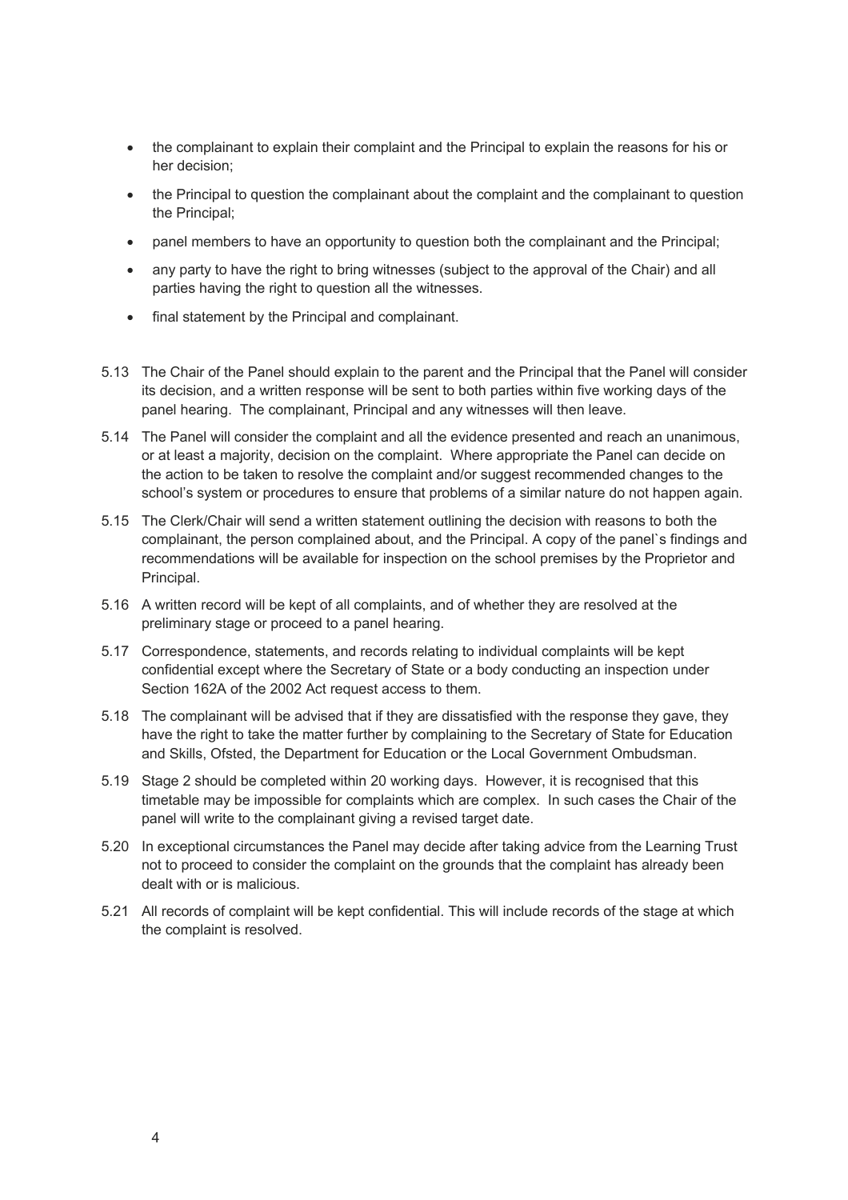- the complainant to explain their complaint and the Principal to explain the reasons for his or her decision;
- the Principal to question the complainant about the complaint and the complainant to question the Principal;
- panel members to have an opportunity to question both the complainant and the Principal;
- any party to have the right to bring witnesses (subject to the approval of the Chair) and all parties having the right to question all the witnesses.
- final statement by the Principal and complainant.

5.13 The Chair of the Panel should explain to the parent and the Principal that the Panel will consider its decision, and a written response will be sent to both parties within five working days of the panel hearing. The complainant, Principal and any witnesses will then leave.

5.14 The Panel will consider the complaint and all the evidence presented and reach an unanimous, or at least a majority, decision on the complaint. Where appropriate the Panel can decide on the action to be taken to resolve the complaint and/or suggest recommended changes to the school's system or procedures to ensure that problems of a similar nature do not happen again.

5.15 The Clerk/Chair will send a written statement outlining the decision with reasons to both the complainant, the person complained about, and the Principal. A copy of the panel`s findings and recommendations will be available for inspection on the school premises by the Proprietor and Principal.

5.16 A written record will be kept of all complaints, and of whether they are resolved at the preliminary stage or proceed to a panel hearing.

5.17 Correspondence, statements, and records relating to individual complaints will be kept confidential except where the Secretary of State or a body conducting an inspection under Section 162A of the 2002 Act request access to them.

5.18 The complainant will be advised that if they are dissatisfied with the response they gave, they have the right to take the matter further by complaining to the Secretary of State for Education and Skills, Ofsted, the Department for Education or the Local Government Ombudsman.

5.19 Stage 2 should be completed within 20 working days. However, it is recognised that this timetable may be impossible for complaints which are complex. In such cases the Chair of the panel will write to the complainant giving a revised target date.

5.20 In exceptional circumstances the Panel may decide after taking advice from the Learning Trust not to proceed to consider the complaint on the grounds that the complaint has already been dealt with or is malicious.

5.21 All records of complaint will be kept confidential. This will include records of the stage at which the complaint is resolved.